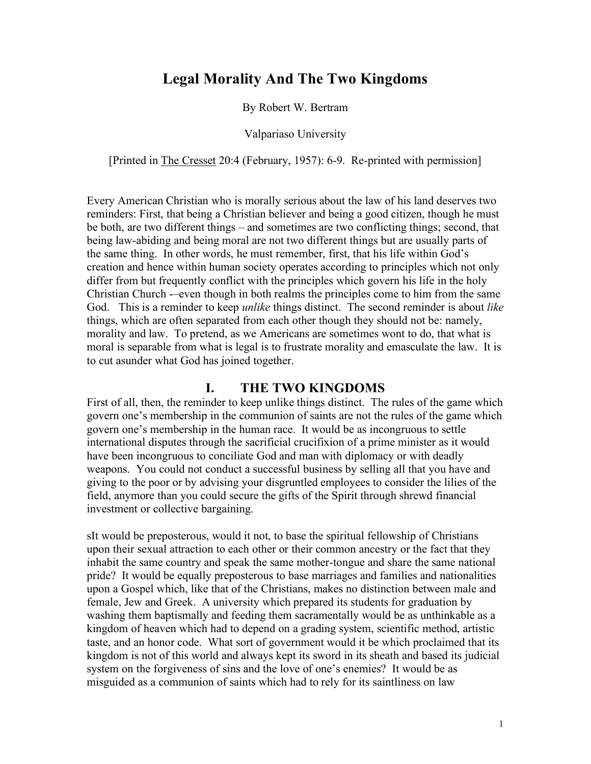# Legal Morality And The Two Kingdoms

By Robert W. Bertram

Valpariaso University

[Printed in The Cresset 20:4 (February, 1957): 6-9. Re-printed with permission]

Every American Christian who is morally serious about the law of his land deserves two reminders: First, that being a Christian believer and being a good citizen, though he must be both, are two different things – and sometimes are two conflicting things; second, that being law-abiding and being moral are not two different things but are usually parts of the same thing. In other words, he must remember, first, that his life within God's creation and hence within human society operates according to principles which not only differ from but frequently conflict with the principles which govern his life in the holy Christian Church -–even though in both realms the principles come to him from the same God. This is a reminder to keep *unlike* things distinct. The second reminder is about *like* things, which are often separated from each other though they should not be: namely, morality and law. To pretend, as we Americans are sometimes wont to do, that what is moral is separable from what is legal is to frustrate morality and emasculate the law. It is to cut asunder what God has joined together.

## I. THE TWO KINGDOMS

First of all, then, the reminder to keep unlike things distinct. The rules of the game which govern one's membership in the communion of saints are not the rules of the game which govern one's membership in the human race. It would be as incongruous to settle international disputes through the sacrificial crucifixion of a prime minister as it would have been incongruous to conciliate God and man with diplomacy or with deadly weapons. You could not conduct a successful business by selling all that you have and giving to the poor or by advising your disgruntled employees to consider the lilies of the field, anymore than you could secure the gifts of the Spirit through shrewd financial investment or collective bargaining.

sIt would be preposterous, would it not, to base the spiritual fellowship of Christians upon their sexual attraction to each other or their common ancestry or the fact that they inhabit the same country and speak the same mother-tongue and share the same national pride? It would be equally preposterous to base marriages and families and nationalities upon a Gospel which, like that of the Christians, makes no distinction between male and female, Jew and Greek. A university which prepared its students for graduation by washing them baptismally and feeding them sacramentally would be as unthinkable as a kingdom of heaven which had to depend on a grading system, scientific method, artistic taste, and an honor code. What sort of government would it be which proclaimed that its kingdom is not of this world and always kept its sword in its sheath and based its judicial system on the forgiveness of sins and the love of one's enemies? It would be as misguided as a communion of saints which had to rely for its saintliness on law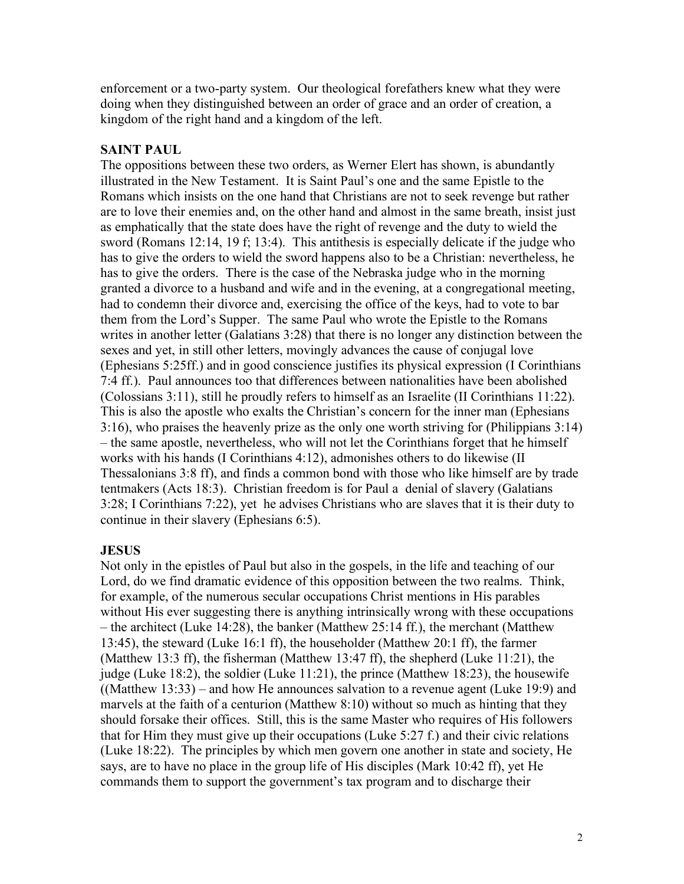enforcement or a two-party system. Our theological forefathers knew what they were doing when they distinguished between an order of grace and an order of creation, a kingdom of the right hand and a kingdom of the left.

**SAINT PAUL**

The oppositions between these two orders, as Werner Elert has shown, is abundantly illustrated in the New Testament. It is Saint Paul's one and the same Epistle to the Romans which insists on the one hand that Christians are not to seek revenge but rather are to love their enemies and, on the other hand and almost in the same breath, insist just as emphatically that the state does have the right of revenge and the duty to wield the sword (Romans 12:14, 19 f; 13:4). This antithesis is especially delicate if the judge who has to give the orders to wield the sword happens also to be a Christian: nevertheless, he has to give the orders. There is the case of the Nebraska judge who in the morning granted a divorce to a husband and wife and in the evening, at a congregational meeting, had to condemn their divorce and, exercising the office of the keys, had to vote to bar them from the Lord's Supper. The same Paul who wrote the Epistle to the Romans writes in another letter (Galatians 3:28) that there is no longer any distinction between the sexes and yet, in still other letters, movingly advances the cause of conjugal love (Ephesians 5:25ff.) and in good conscience justifies its physical expression (I Corinthians 7:4 ff.). Paul announces too that differences between nationalities have been abolished (Colossians 3:11), still he proudly refers to himself as an Israelite (II Corinthians 11:22). This is also the apostle who exalts the Christian's concern for the inner man (Ephesians 3:16), who praises the heavenly prize as the only one worth striving for (Philippians 3:14) – the same apostle, nevertheless, who will not let the Corinthians forget that he himself works with his hands (I Corinthians 4:12), admonishes others to do likewise (II Thessalonians 3:8 ff), and finds a common bond with those who like himself are by trade tentmakers (Acts 18:3). Christian freedom is for Paul a denial of slavery (Galatians 3:28; I Corinthians 7:22), yet he advises Christians who are slaves that it is their duty to continue in their slavery (Ephesians 6:5).

**JESUS**

Not only in the epistles of Paul but also in the gospels, in the life and teaching of our Lord, do we find dramatic evidence of this opposition between the two realms. Think, for example, of the numerous secular occupations Christ mentions in His parables without His ever suggesting there is anything intrinsically wrong with these occupations – the architect (Luke 14:28), the banker (Matthew 25:14 ff.), the merchant (Matthew 13:45), the steward (Luke 16:1 ff), the householder (Matthew 20:1 ff), the farmer (Matthew 13:3 ff), the fisherman (Matthew 13:47 ff), the shepherd (Luke 11:21), the judge (Luke 18:2), the soldier (Luke 11:21), the prince (Matthew 18:23), the housewife ((Matthew 13:33) – and how He announces salvation to a revenue agent (Luke 19:9) and marvels at the faith of a centurion (Matthew 8:10) without so much as hinting that they should forsake their offices. Still, this is the same Master who requires of His followers that for Him they must give up their occupations (Luke 5:27 f.) and their civic relations (Luke 18:22). The principles by which men govern one another in state and society, He says, are to have no place in the group life of His disciples (Mark 10:42 ff), yet He commands them to support the government's tax program and to discharge their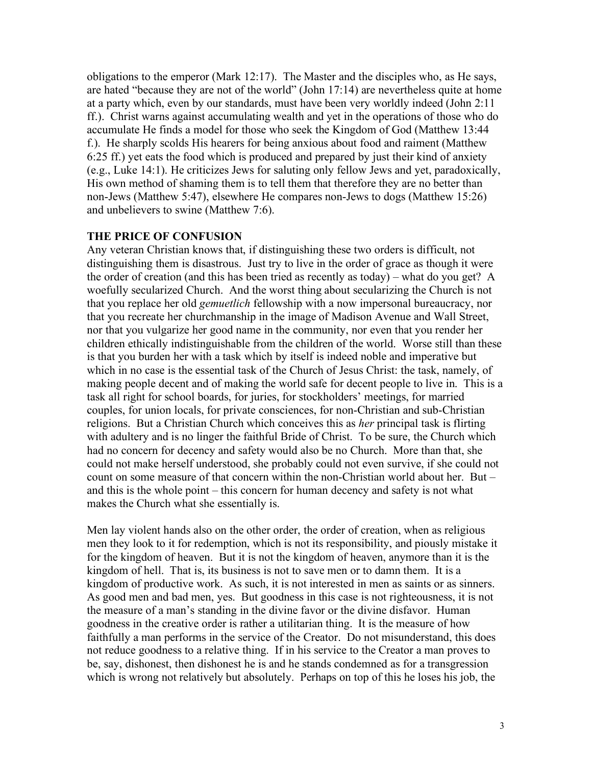obligations to the emperor (Mark 12:17). The Master and the disciples who, as He says, are hated "because they are not of the world" (John 17:14) are nevertheless quite at home at a party which, even by our standards, must have been very worldly indeed (John 2:11 ff.). Christ warns against accumulating wealth and yet in the operations of those who do accumulate He finds a model for those who seek the Kingdom of God (Matthew 13:44 f.). He sharply scolds His hearers for being anxious about food and raiment (Matthew 6:25 ff.) yet eats the food which is produced and prepared by just their kind of anxiety (e.g., Luke 14:1). He criticizes Jews for saluting only fellow Jews and yet, paradoxically, His own method of shaming them is to tell them that therefore they are no better than non-Jews (Matthew 5:47), elsewhere He compares non-Jews to dogs (Matthew 15:26) and unbelievers to swine (Matthew 7:6).

**THE PRICE OF CONFUSION**

Any veteran Christian knows that, if distinguishing these two orders is difficult, not distinguishing them is disastrous. Just try to live in the order of grace as though it were the order of creation (and this has been tried as recently as today) – what do you get? A woefully secularized Church. And the worst thing about secularizing the Church is not that you replace her old *gemuetlich* fellowship with a now impersonal bureaucracy, nor that you recreate her churchmanship in the image of Madison Avenue and Wall Street, nor that you vulgarize her good name in the community, nor even that you render her children ethically indistinguishable from the children of the world. Worse still than these is that you burden her with a task which by itself is indeed noble and imperative but which in no case is the essential task of the Church of Jesus Christ: the task, namely, of making people decent and of making the world safe for decent people to live in. This is a task all right for school boards, for juries, for stockholders' meetings, for married couples, for union locals, for private consciences, for non-Christian and sub-Christian religions. But a Christian Church which conceives this as *her* principal task is flirting with adultery and is no linger the faithful Bride of Christ. To be sure, the Church which had no concern for decency and safety would also be no Church. More than that, she could not make herself understood, she probably could not even survive, if she could not count on some measure of that concern within the non-Christian world about her. But – and this is the whole point – this concern for human decency and safety is not what makes the Church what she essentially is.

Men lay violent hands also on the other order, the order of creation, when as religious men they look to it for redemption, which is not its responsibility, and piously mistake it for the kingdom of heaven. But it is not the kingdom of heaven, anymore than it is the kingdom of hell. That is, its business is not to save men or to damn them. It is a kingdom of productive work. As such, it is not interested in men as saints or as sinners. As good men and bad men, yes. But goodness in this case is not righteousness, it is not the measure of a man's standing in the divine favor or the divine disfavor. Human goodness in the creative order is rather a utilitarian thing. It is the measure of how faithfully a man performs in the service of the Creator. Do not misunderstand, this does not reduce goodness to a relative thing. If in his service to the Creator a man proves to be, say, dishonest, then dishonest he is and he stands condemned as for a transgression which is wrong not relatively but absolutely. Perhaps on top of this he loses his job, the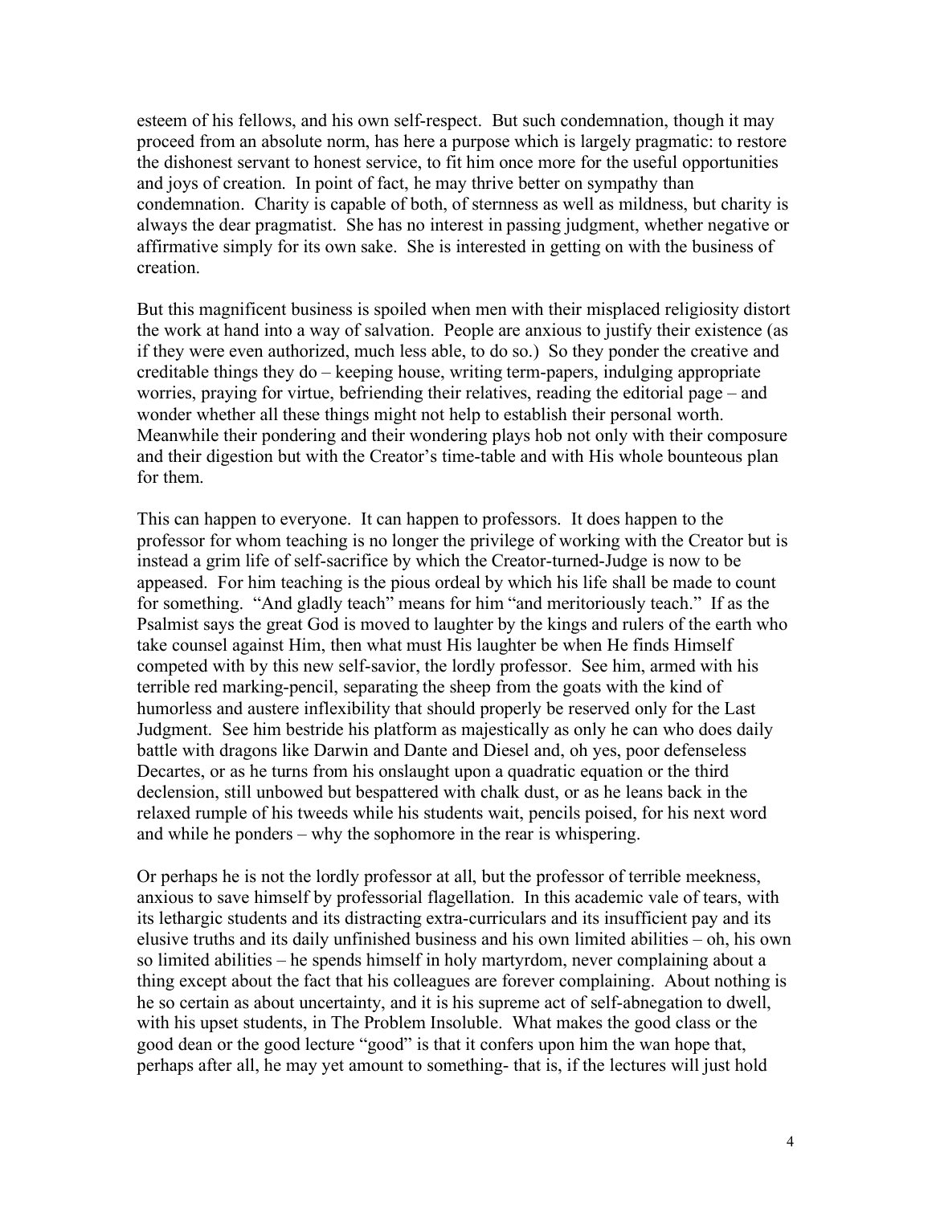esteem of his fellows, and his own self-respect. But such condemnation, though it may proceed from an absolute norm, has here a purpose which is largely pragmatic: to restore the dishonest servant to honest service, to fit him once more for the useful opportunities and joys of creation. In point of fact, he may thrive better on sympathy than condemnation. Charity is capable of both, of sternness as well as mildness, but charity is always the dear pragmatist. She has no interest in passing judgment, whether negative or affirmative simply for its own sake. She is interested in getting on with the business of creation.

But this magnificent business is spoiled when men with their misplaced religiosity distort the work at hand into a way of salvation. People are anxious to justify their existence (as if they were even authorized, much less able, to do so.) So they ponder the creative and creditable things they do – keeping house, writing term-papers, indulging appropriate worries, praying for virtue, befriending their relatives, reading the editorial page – and wonder whether all these things might not help to establish their personal worth. Meanwhile their pondering and their wondering plays hob not only with their composure and their digestion but with the Creator's time-table and with His whole bounteous plan for them.

This can happen to everyone. It can happen to professors. It does happen to the professor for whom teaching is no longer the privilege of working with the Creator but is instead a grim life of self-sacrifice by which the Creator-turned-Judge is now to be appeased. For him teaching is the pious ordeal by which his life shall be made to count for something. "And gladly teach" means for him "and meritoriously teach." If as the Psalmist says the great God is moved to laughter by the kings and rulers of the earth who take counsel against Him, then what must His laughter be when He finds Himself competed with by this new self-savior, the lordly professor. See him, armed with his terrible red marking-pencil, separating the sheep from the goats with the kind of humorless and austere inflexibility that should properly be reserved only for the Last Judgment. See him bestride his platform as majestically as only he can who does daily battle with dragons like Darwin and Dante and Diesel and, oh yes, poor defenseless Decartes, or as he turns from his onslaught upon a quadratic equation or the third declension, still unbowed but bespattered with chalk dust, or as he leans back in the relaxed rumple of his tweeds while his students wait, pencils poised, for his next word and while he ponders – why the sophomore in the rear is whispering.

Or perhaps he is not the lordly professor at all, but the professor of terrible meekness, anxious to save himself by professorial flagellation. In this academic vale of tears, with its lethargic students and its distracting extra-curriculars and its insufficient pay and its elusive truths and its daily unfinished business and his own limited abilities – oh, his own so limited abilities – he spends himself in holy martyrdom, never complaining about a thing except about the fact that his colleagues are forever complaining. About nothing is he so certain as about uncertainty, and it is his supreme act of self-abnegation to dwell, with his upset students, in The Problem Insoluble. What makes the good class or the good dean or the good lecture "good" is that it confers upon him the wan hope that, perhaps after all, he may yet amount to something- that is, if the lectures will just hold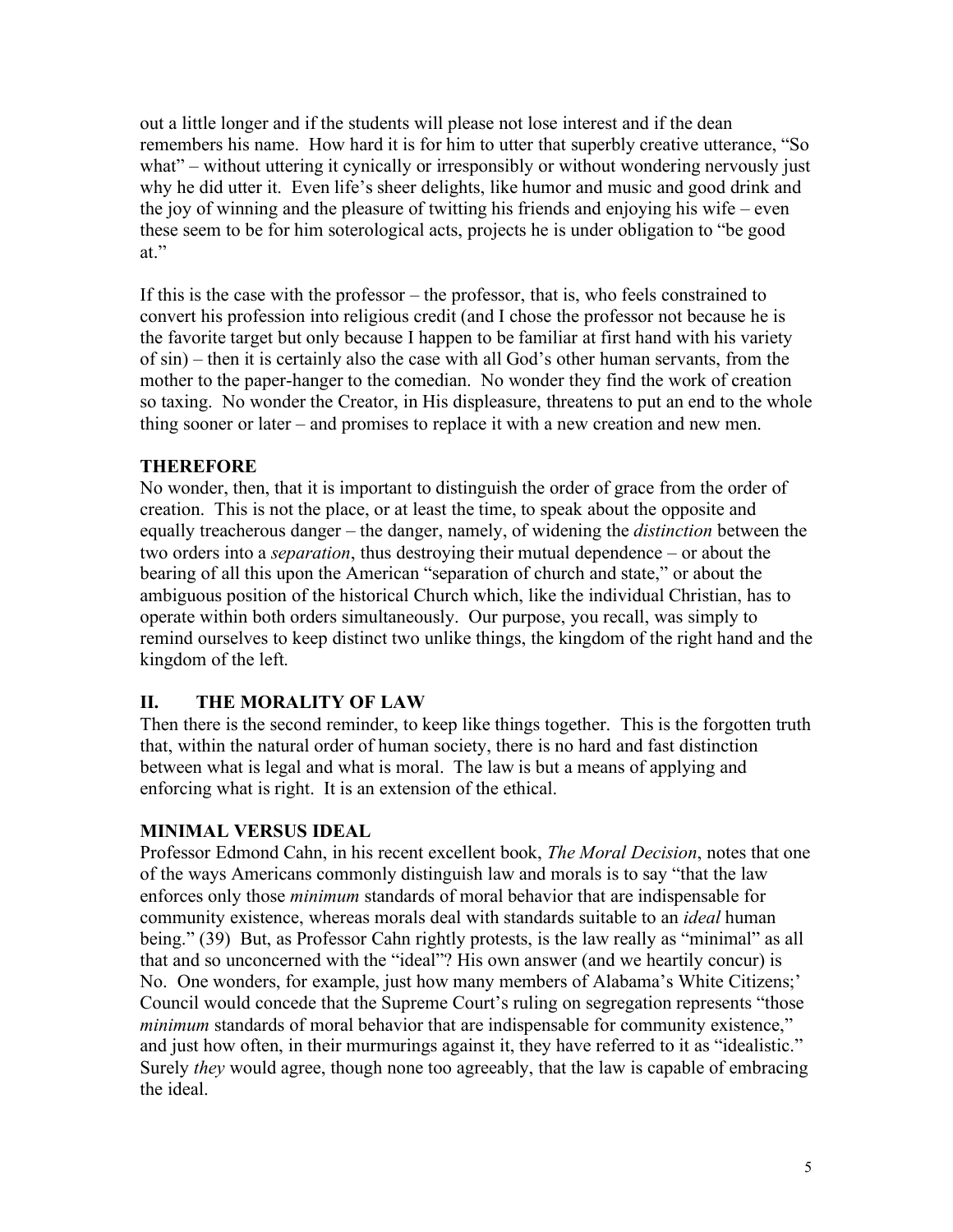out a little longer and if the students will please not lose interest and if the dean remembers his name. How hard it is for him to utter that superbly creative utterance, "So what" – without uttering it cynically or irresponsibly or without wondering nervously just why he did utter it. Even life's sheer delights, like humor and music and good drink and the joy of winning and the pleasure of twitting his friends and enjoying his wife – even these seem to be for him soterological acts, projects he is under obligation to "be good at."

If this is the case with the professor – the professor, that is, who feels constrained to convert his profession into religious credit (and I chose the professor not because he is the favorite target but only because I happen to be familiar at first hand with his variety of sin) – then it is certainly also the case with all God's other human servants, from the mother to the paper-hanger to the comedian. No wonder they find the work of creation so taxing. No wonder the Creator, in His displeasure, threatens to put an end to the whole thing sooner or later – and promises to replace it with a new creation and new men.

**THEREFORE**

No wonder, then, that it is important to distinguish the order of grace from the order of creation. This is not the place, or at least the time, to speak about the opposite and equally treacherous danger – the danger, namely, of widening the *distinction* between the two orders into a *separation*, thus destroying their mutual dependence – or about the bearing of all this upon the American "separation of church and state," or about the ambiguous position of the historical Church which, like the individual Christian, has to operate within both orders simultaneously. Our purpose, you recall, was simply to remind ourselves to keep distinct two unlike things, the kingdom of the right hand and the kingdom of the left.

## II. THE MORALITY OF LAW

Then there is the second reminder, to keep like things together. This is the forgotten truth that, within the natural order of human society, there is no hard and fast distinction between what is legal and what is moral. The law is but a means of applying and enforcing what is right. It is an extension of the ethical.

**MINIMAL VERSUS IDEAL**

Professor Edmond Cahn, in his recent excellent book, *The Moral Decision*, notes that one of the ways Americans commonly distinguish law and morals is to say "that the law enforces only those *minimum* standards of moral behavior that are indispensable for community existence, whereas morals deal with standards suitable to an *ideal* human being." (39) But, as Professor Cahn rightly protests, is the law really as "minimal" as all that and so unconcerned with the "ideal"? His own answer (and we heartily concur) is No. One wonders, for example, just how many members of Alabama's White Citizens;' Council would concede that the Supreme Court's ruling on segregation represents "those *minimum* standards of moral behavior that are indispensable for community existence," and just how often, in their murmurings against it, they have referred to it as "idealistic." Surely *they* would agree, though none too agreeably, that the law is capable of embracing the ideal.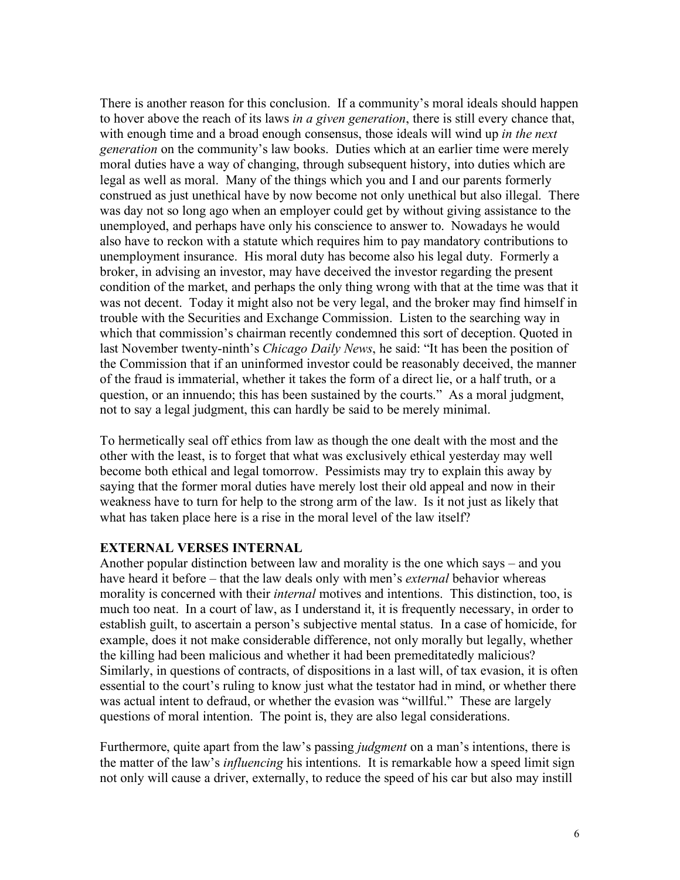There is another reason for this conclusion. If a community's moral ideals should happen to hover above the reach of its laws *in a given generation*, there is still every chance that, with enough time and a broad enough consensus, those ideals will wind up *in the next generation* on the community's law books. Duties which at an earlier time were merely moral duties have a way of changing, through subsequent history, into duties which are legal as well as moral. Many of the things which you and I and our parents formerly construed as just unethical have by now become not only unethical but also illegal. There was day not so long ago when an employer could get by without giving assistance to the unemployed, and perhaps have only his conscience to answer to. Nowadays he would also have to reckon with a statute which requires him to pay mandatory contributions to unemployment insurance. His moral duty has become also his legal duty. Formerly a broker, in advising an investor, may have deceived the investor regarding the present condition of the market, and perhaps the only thing wrong with that at the time was that it was not decent. Today it might also not be very legal, and the broker may find himself in trouble with the Securities and Exchange Commission. Listen to the searching way in which that commission's chairman recently condemned this sort of deception. Quoted in last November twenty-ninth's *Chicago Daily News*, he said: "It has been the position of the Commission that if an uninformed investor could be reasonably deceived, the manner of the fraud is immaterial, whether it takes the form of a direct lie, or a half truth, or a question, or an innuendo; this has been sustained by the courts." As a moral judgment, not to say a legal judgment, this can hardly be said to be merely minimal.

To hermetically seal off ethics from law as though the one dealt with the most and the other with the least, is to forget that what was exclusively ethical yesterday may well become both ethical and legal tomorrow. Pessimists may try to explain this away by saying that the former moral duties have merely lost their old appeal and now in their weakness have to turn for help to the strong arm of the law. Is it not just as likely that what has taken place here is a rise in the moral level of the law itself?

**EXTERNAL VERSES INTERNAL**

Another popular distinction between law and morality is the one which says – and you have heard it before – that the law deals only with men's *external* behavior whereas morality is concerned with their *internal* motives and intentions. This distinction, too, is much too neat. In a court of law, as I understand it, it is frequently necessary, in order to establish guilt, to ascertain a person's subjective mental status. In a case of homicide, for example, does it not make considerable difference, not only morally but legally, whether the killing had been malicious and whether it had been premeditatedly malicious? Similarly, in questions of contracts, of dispositions in a last will, of tax evasion, it is often essential to the court's ruling to know just what the testator had in mind, or whether there was actual intent to defraud, or whether the evasion was "willful." These are largely questions of moral intention. The point is, they are also legal considerations.

Furthermore, quite apart from the law's passing *judgment* on a man's intentions, there is the matter of the law's *influencing* his intentions. It is remarkable how a speed limit sign not only will cause a driver, externally, to reduce the speed of his car but also may instill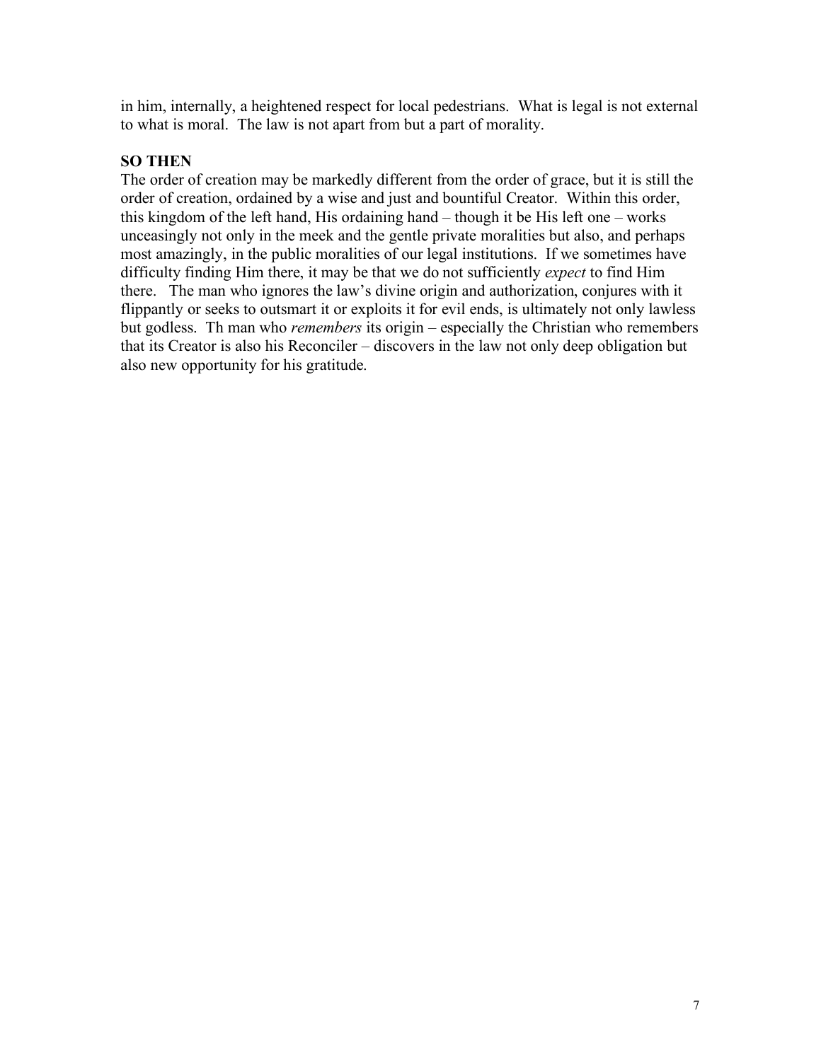in him, internally, a heightened respect for local pedestrians. What is legal is not external to what is moral. The law is not apart from but a part of morality.

**SO THEN**

The order of creation may be markedly different from the order of grace, but it is still the order of creation, ordained by a wise and just and bountiful Creator. Within this order, this kingdom of the left hand, His ordaining hand – though it be His left one – works unceasingly not only in the meek and the gentle private moralities but also, and perhaps most amazingly, in the public moralities of our legal institutions. If we sometimes have difficulty finding Him there, it may be that we do not sufficiently *expect* to find Him there. The man who ignores the law's divine origin and authorization, conjures with it flippantly or seeks to outsmart it or exploits it for evil ends, is ultimately not only lawless but godless. Th man who *remembers* its origin – especially the Christian who remembers that its Creator is also his Reconciler – discovers in the law not only deep obligation but also new opportunity for his gratitude.